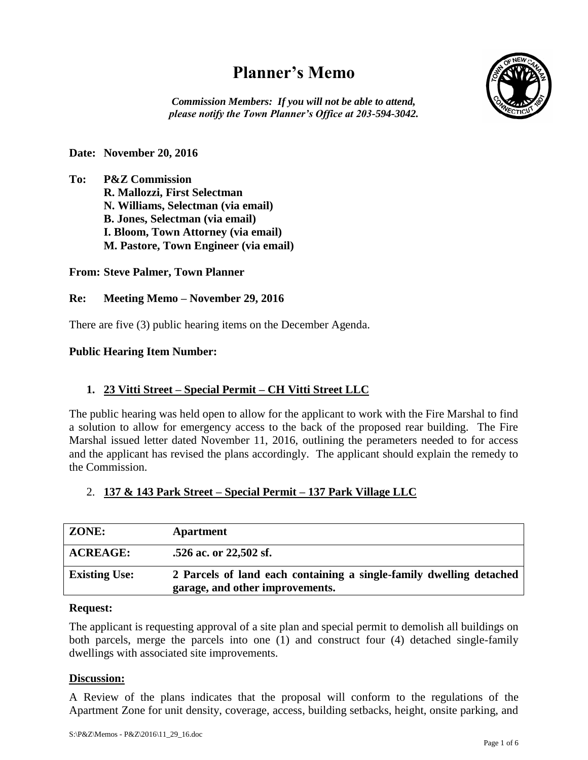# Planner's Memo

***Commission Members: If you will not be able to attend, please notify the Town Planner's Office at 203-594-3042.***

**Date: November 20, 2016**

**To: P&Z Commission**
**R. Mallozzi, First Selectman**
**N. Williams, Selectman (via email)**
**B. Jones, Selectman (via email)**
**I. Bloom, Town Attorney (via email)**
**M. Pastore, Town Engineer (via email)**

**From: Steve Palmer, Town Planner**

**Re: Meeting Memo – November 29, 2016**

There are five (3) public hearing items on the December Agenda.

**Public Hearing Item Number:**

1. **23 Vitti Street – Special Permit – CH Vitti Street LLC**

The public hearing was held open to allow for the applicant to work with the Fire Marshal to find a solution to allow for emergency access to the back of the proposed rear building. The Fire Marshal issued letter dated November 11, 2016, outlining the perameters needed to for access and the applicant has revised the plans accordingly. The applicant should explain the remedy to the Commission.

2. **137 & 143 Park Street – Special Permit – 137 Park Village LLC**

| **ZONE:** | **Apartment** |
|---|---|
| **ACREAGE:** | **.526 ac. or 22,502 sf.** |
| **Existing Use:** | **2 Parcels of land each containing a single-family dwelling detached garage, and other improvements.** |

**Request:**

The applicant is requesting approval of a site plan and special permit to demolish all buildings on both parcels, merge the parcels into one (1) and construct four (4) detached single-family dwellings with associated site improvements.

**Discussion:**

A Review of the plans indicates that the proposal will conform to the regulations of the Apartment Zone for unit density, coverage, access, building setbacks, height, onsite parking, and

S:\P&Z\Memos - P&Z\2016\11_29_16.doc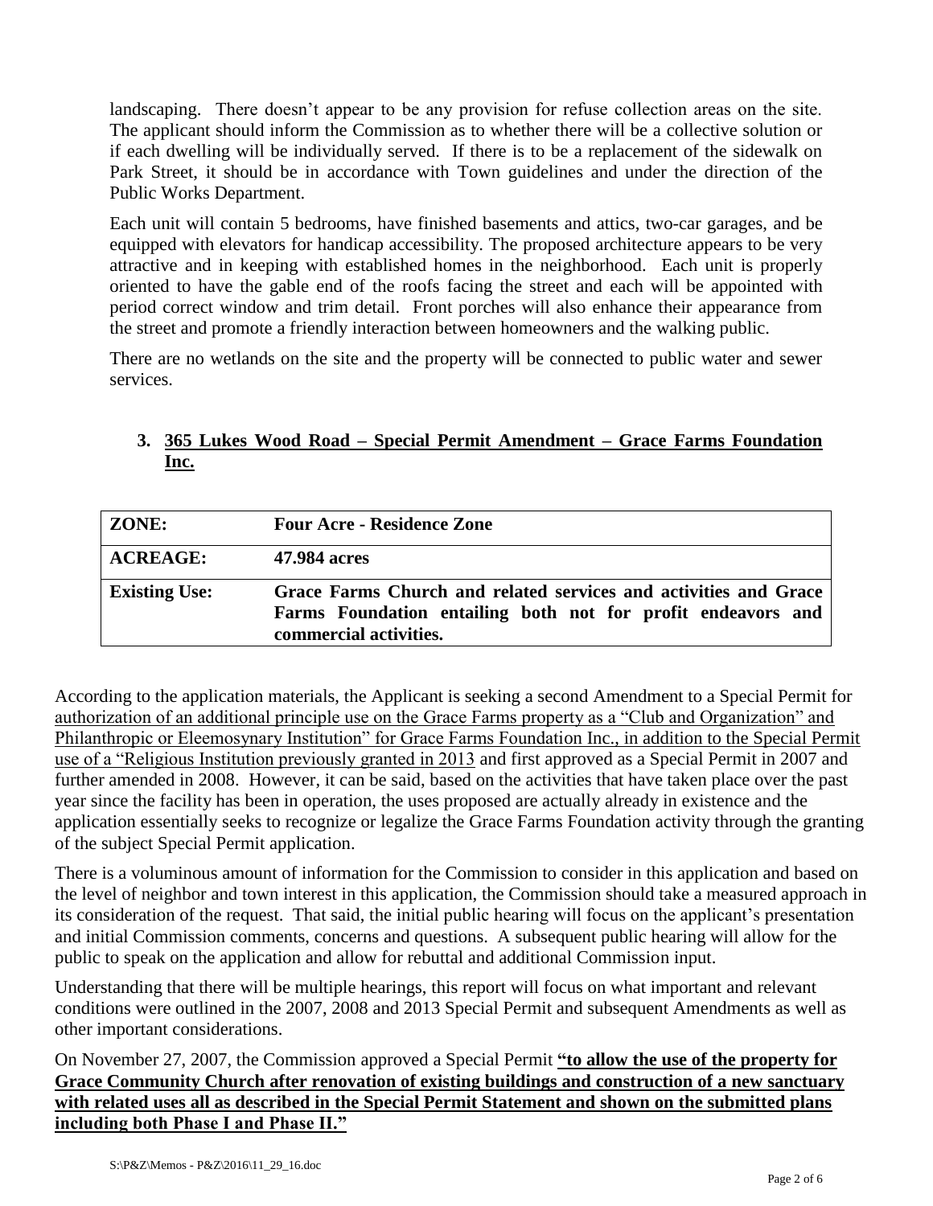landscaping. There doesn't appear to be any provision for refuse collection areas on the site. The applicant should inform the Commission as to whether there will be a collective solution or if each dwelling will be individually served. If there is to be a replacement of the sidewalk on Park Street, it should be in accordance with Town guidelines and under the direction of the Public Works Department.

Each unit will contain 5 bedrooms, have finished basements and attics, two-car garages, and be equipped with elevators for handicap accessibility. The proposed architecture appears to be very attractive and in keeping with established homes in the neighborhood. Each unit is properly oriented to have the gable end of the roofs facing the street and each will be appointed with period correct window and trim detail. Front porches will also enhance their appearance from the street and promote a friendly interaction between homeowners and the walking public.

There are no wetlands on the site and the property will be connected to public water and sewer services.

### 3. <u>365 Lukes Wood Road – Special Permit Amendment – Grace Farms Foundation Inc.</u>

| **ZONE:** | **Four Acre - Residence Zone** |
|---|---|
| **ACREAGE:** | **47.984 acres** |
| **Existing Use:** | **Grace Farms Church and related services and activities and Grace Farms Foundation entailing both not for profit endeavors and commercial activities.** |

According to the application materials, the Applicant is seeking a second Amendment to a Special Permit for <u>authorization of an additional principle use on the Grace Farms property as a "Club and Organization" and Philanthropic or Eleemosynary Institution" for Grace Farms Foundation Inc., in addition to the Special Permit use of a "Religious Institution previously granted in 2013</u> and first approved as a Special Permit in 2007 and further amended in 2008. However, it can be said, based on the activities that have taken place over the past year since the facility has been in operation, the uses proposed are actually already in existence and the application essentially seeks to recognize or legalize the Grace Farms Foundation activity through the granting of the subject Special Permit application.

There is a voluminous amount of information for the Commission to consider in this application and based on the level of neighbor and town interest in this application, the Commission should take a measured approach in its consideration of the request. That said, the initial public hearing will focus on the applicant's presentation and initial Commission comments, concerns and questions. A subsequent public hearing will allow for the public to speak on the application and allow for rebuttal and additional Commission input.

Understanding that there will be multiple hearings, this report will focus on what important and relevant conditions were outlined in the 2007, 2008 and 2013 Special Permit and subsequent Amendments as well as other important considerations.

On November 27, 2007, the Commission approved a Special Permit **<u>"to allow the use of the property for Grace Community Church after renovation of existing buildings and construction of a new sanctuary with related uses all as described in the Special Permit Statement and shown on the submitted plans including both Phase I and Phase II."</u>**

S:\P&Z\Memos - P&Z\2016\11_29_16.doc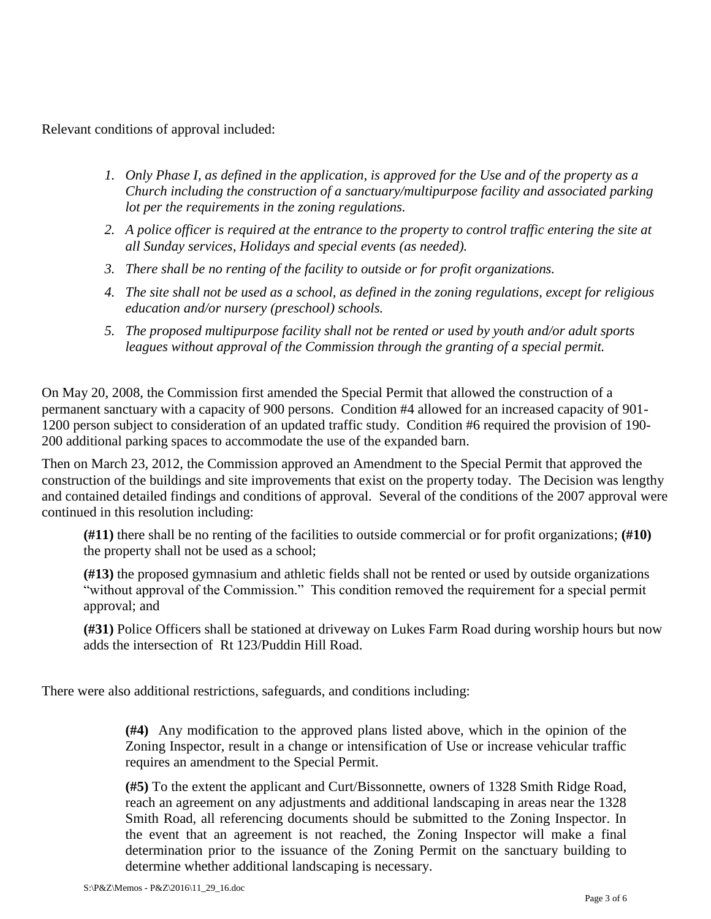Relevant conditions of approval included:

1. *Only Phase I, as defined in the application, is approved for the Use and of the property as a Church including the construction of a sanctuary/multipurpose facility and associated parking lot per the requirements in the zoning regulations.*
2. *A police officer is required at the entrance to the property to control traffic entering the site at all Sunday services, Holidays and special events (as needed).*
3. *There shall be no renting of the facility to outside or for profit organizations.*
4. *The site shall not be used as a school, as defined in the zoning regulations, except for religious education and/or nursery (preschool) schools.*
5. *The proposed multipurpose facility shall not be rented or used by youth and/or adult sports leagues without approval of the Commission through the granting of a special permit.*

On May 20, 2008, the Commission first amended the Special Permit that allowed the construction of a permanent sanctuary with a capacity of 900 persons. Condition #4 allowed for an increased capacity of 901-1200 person subject to consideration of an updated traffic study. Condition #6 required the provision of 190-200 additional parking spaces to accommodate the use of the expanded barn.

Then on March 23, 2012, the Commission approved an Amendment to the Special Permit that approved the construction of the buildings and site improvements that exist on the property today. The Decision was lengthy and contained detailed findings and conditions of approval. Several of the conditions of the 2007 approval were continued in this resolution including:

> **(#11)** there shall be no renting of the facilities to outside commercial or for profit organizations; **(#10)** the property shall not be used as a school;
>
> **(#13)** the proposed gymnasium and athletic fields shall not be rented or used by outside organizations "without approval of the Commission." This condition removed the requirement for a special permit approval; and
>
> **(#31)** Police Officers shall be stationed at driveway on Lukes Farm Road during worship hours but now adds the intersection of Rt 123/Puddin Hill Road.

There were also additional restrictions, safeguards, and conditions including:

> **(#4)** Any modification to the approved plans listed above, which in the opinion of the Zoning Inspector, result in a change or intensification of Use or increase vehicular traffic requires an amendment to the Special Permit.
>
> **(#5)** To the extent the applicant and Curt/Bissonnette, owners of 1328 Smith Ridge Road, reach an agreement on any adjustments and additional landscaping in areas near the 1328 Smith Road, all referencing documents should be submitted to the Zoning Inspector. In the event that an agreement is not reached, the Zoning Inspector will make a final determination prior to the issuance of the Zoning Permit on the sanctuary building to determine whether additional landscaping is necessary.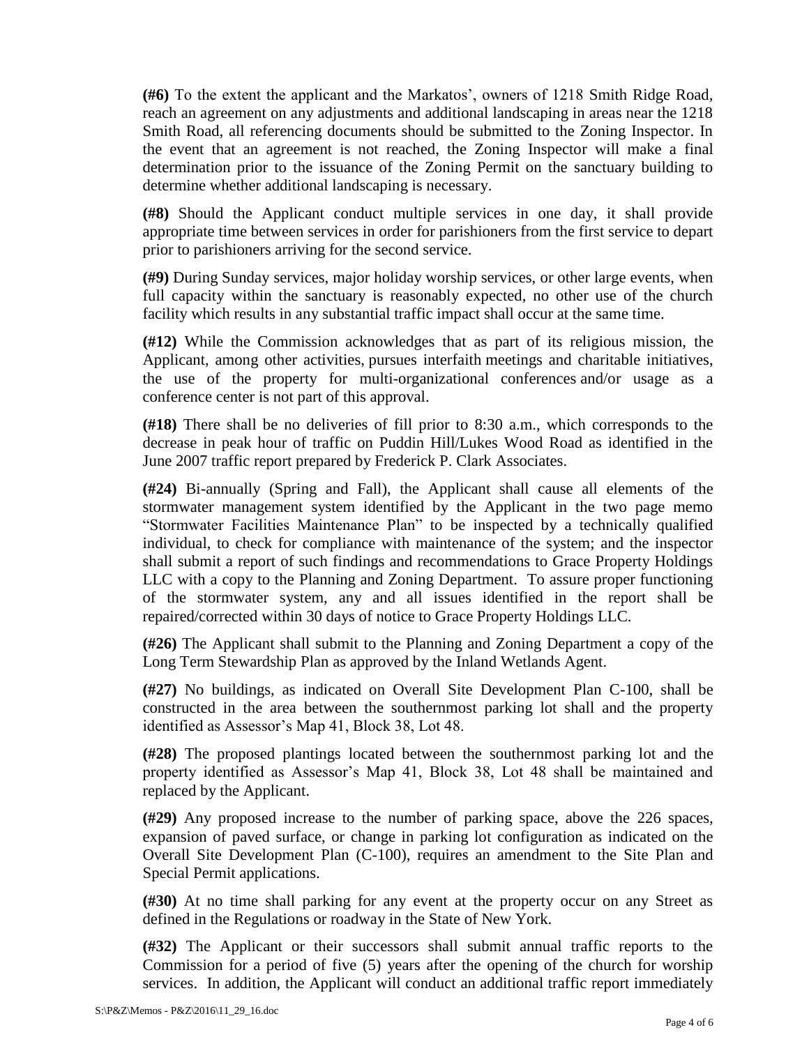**(#6)** To the extent the applicant and the Markatos', owners of 1218 Smith Ridge Road, reach an agreement on any adjustments and additional landscaping in areas near the 1218 Smith Road, all referencing documents should be submitted to the Zoning Inspector. In the event that an agreement is not reached, the Zoning Inspector will make a final determination prior to the issuance of the Zoning Permit on the sanctuary building to determine whether additional landscaping is necessary.

**(#8)** Should the Applicant conduct multiple services in one day, it shall provide appropriate time between services in order for parishioners from the first service to depart prior to parishioners arriving for the second service.

**(#9)** During Sunday services, major holiday worship services, or other large events, when full capacity within the sanctuary is reasonably expected, no other use of the church facility which results in any substantial traffic impact shall occur at the same time.

**(#12)** While the Commission acknowledges that as part of its religious mission, the Applicant, among other activities, pursues interfaith meetings and charitable initiatives, the use of the property for multi-organizational conferences and/or usage as a conference center is not part of this approval.

**(#18)** There shall be no deliveries of fill prior to 8:30 a.m., which corresponds to the decrease in peak hour of traffic on Puddin Hill/Lukes Wood Road as identified in the June 2007 traffic report prepared by Frederick P. Clark Associates.

**(#24)** Bi-annually (Spring and Fall), the Applicant shall cause all elements of the stormwater management system identified by the Applicant in the two page memo "Stormwater Facilities Maintenance Plan" to be inspected by a technically qualified individual, to check for compliance with maintenance of the system; and the inspector shall submit a report of such findings and recommendations to Grace Property Holdings LLC with a copy to the Planning and Zoning Department. To assure proper functioning of the stormwater system, any and all issues identified in the report shall be repaired/corrected within 30 days of notice to Grace Property Holdings LLC.

**(#26)** The Applicant shall submit to the Planning and Zoning Department a copy of the Long Term Stewardship Plan as approved by the Inland Wetlands Agent.

**(#27)** No buildings, as indicated on Overall Site Development Plan C-100, shall be constructed in the area between the southernmost parking lot shall and the property identified as Assessor's Map 41, Block 38, Lot 48.

**(#28)** The proposed plantings located between the southernmost parking lot and the property identified as Assessor's Map 41, Block 38, Lot 48 shall be maintained and replaced by the Applicant.

**(#29)** Any proposed increase to the number of parking space, above the 226 spaces, expansion of paved surface, or change in parking lot configuration as indicated on the Overall Site Development Plan (C-100), requires an amendment to the Site Plan and Special Permit applications.

**(#30)** At no time shall parking for any event at the property occur on any Street as defined in the Regulations or roadway in the State of New York.

**(#32)** The Applicant or their successors shall submit annual traffic reports to the Commission for a period of five (5) years after the opening of the church for worship services. In addition, the Applicant will conduct an additional traffic report immediately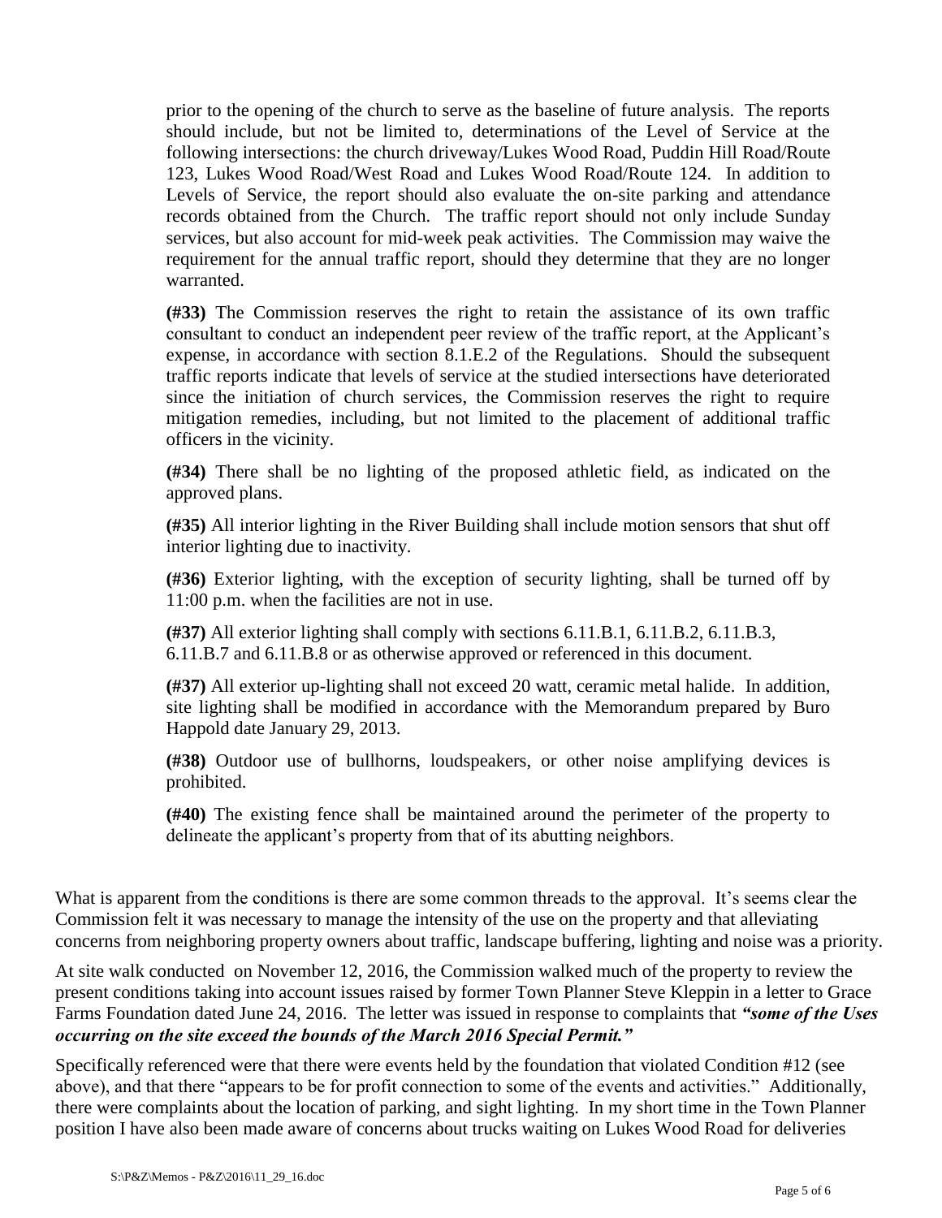prior to the opening of the church to serve as the baseline of future analysis. The reports should include, but not be limited to, determinations of the Level of Service at the following intersections: the church driveway/Lukes Wood Road, Puddin Hill Road/Route 123, Lukes Wood Road/West Road and Lukes Wood Road/Route 124. In addition to Levels of Service, the report should also evaluate the on-site parking and attendance records obtained from the Church. The traffic report should not only include Sunday services, but also account for mid-week peak activities. The Commission may waive the requirement for the annual traffic report, should they determine that they are no longer warranted.

**(#33)** The Commission reserves the right to retain the assistance of its own traffic consultant to conduct an independent peer review of the traffic report, at the Applicant's expense, in accordance with section 8.1.E.2 of the Regulations. Should the subsequent traffic reports indicate that levels of service at the studied intersections have deteriorated since the initiation of church services, the Commission reserves the right to require mitigation remedies, including, but not limited to the placement of additional traffic officers in the vicinity.

**(#34)** There shall be no lighting of the proposed athletic field, as indicated on the approved plans.

**(#35)** All interior lighting in the River Building shall include motion sensors that shut off interior lighting due to inactivity.

**(#36)** Exterior lighting, with the exception of security lighting, shall be turned off by 11:00 p.m. when the facilities are not in use.

**(#37)** All exterior lighting shall comply with sections 6.11.B.1, 6.11.B.2, 6.11.B.3, 6.11.B.7 and 6.11.B.8 or as otherwise approved or referenced in this document.

**(#37)** All exterior up-lighting shall not exceed 20 watt, ceramic metal halide. In addition, site lighting shall be modified in accordance with the Memorandum prepared by Buro Happold date January 29, 2013.

**(#38)** Outdoor use of bullhorns, loudspeakers, or other noise amplifying devices is prohibited.

**(#40)** The existing fence shall be maintained around the perimeter of the property to delineate the applicant's property from that of its abutting neighbors.

What is apparent from the conditions is there are some common threads to the approval. It's seems clear the Commission felt it was necessary to manage the intensity of the use on the property and that alleviating concerns from neighboring property owners about traffic, landscape buffering, lighting and noise was a priority.

At site walk conducted on November 12, 2016, the Commission walked much of the property to review the present conditions taking into account issues raised by former Town Planner Steve Kleppin in a letter to Grace Farms Foundation dated June 24, 2016. The letter was issued in response to complaints that ***"some of the Uses occurring on the site exceed the bounds of the March 2016 Special Permit."***

Specifically referenced were that there were events held by the foundation that violated Condition #12 (see above), and that there "appears to be for profit connection to some of the events and activities." Additionally, there were complaints about the location of parking, and sight lighting. In my short time in the Town Planner position I have also been made aware of concerns about trucks waiting on Lukes Wood Road for deliveries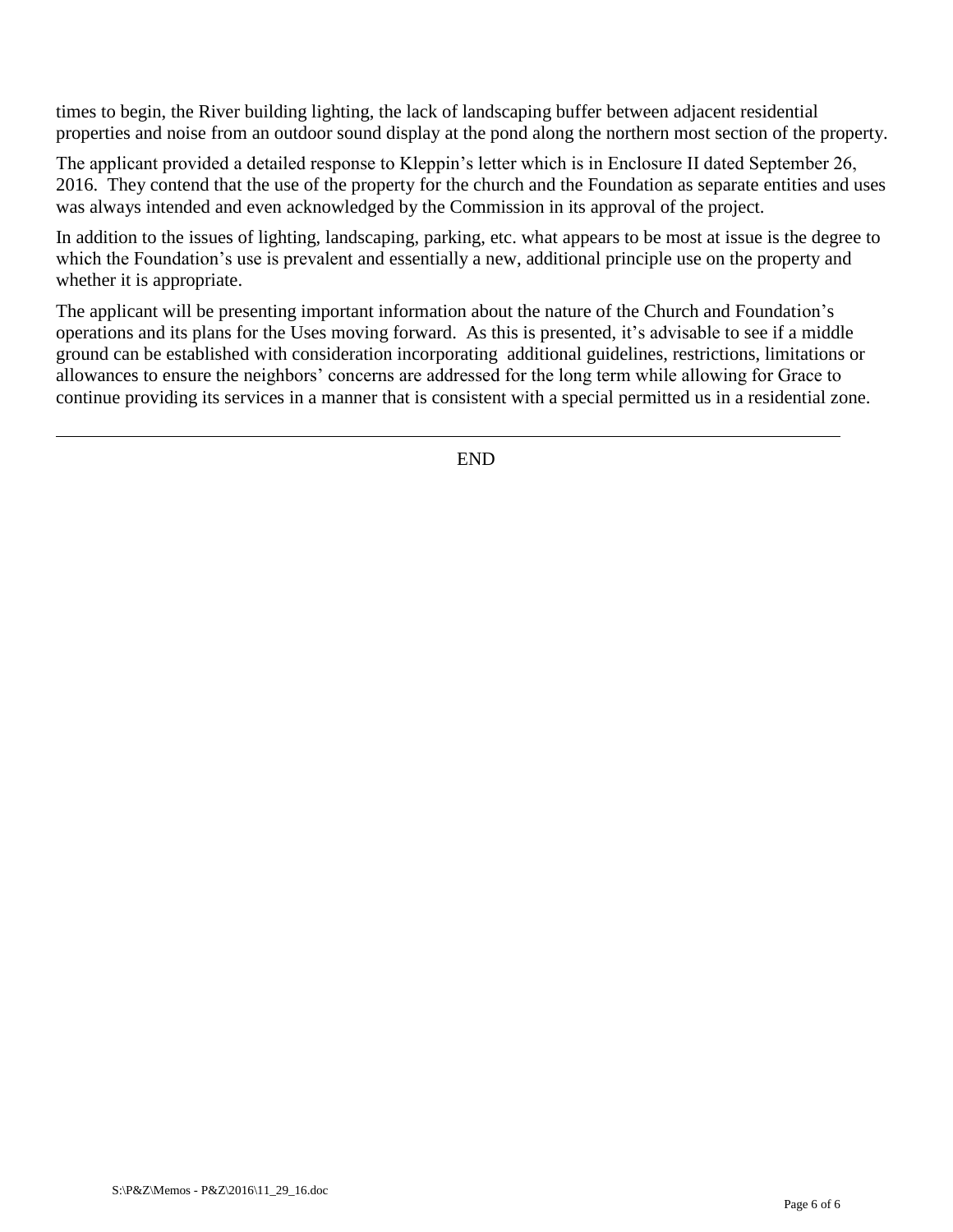times to begin, the River building lighting, the lack of landscaping buffer between adjacent residential properties and noise from an outdoor sound display at the pond along the northern most section of the property.

The applicant provided a detailed response to Kleppin's letter which is in Enclosure II dated September 26, 2016. They contend that the use of the property for the church and the Foundation as separate entities and uses was always intended and even acknowledged by the Commission in its approval of the project.

In addition to the issues of lighting, landscaping, parking, etc. what appears to be most at issue is the degree to which the Foundation's use is prevalent and essentially a new, additional principle use on the property and whether it is appropriate.

The applicant will be presenting important information about the nature of the Church and Foundation's operations and its plans for the Uses moving forward. As this is presented, it's advisable to see if a middle ground can be established with consideration incorporating additional guidelines, restrictions, limitations or allowances to ensure the neighbors' concerns are addressed for the long term while allowing for Grace to continue providing its services in a manner that is consistent with a special permitted us in a residential zone.

---

END

S:\P&Z\Memos - P&Z\2016\11_29_16.doc